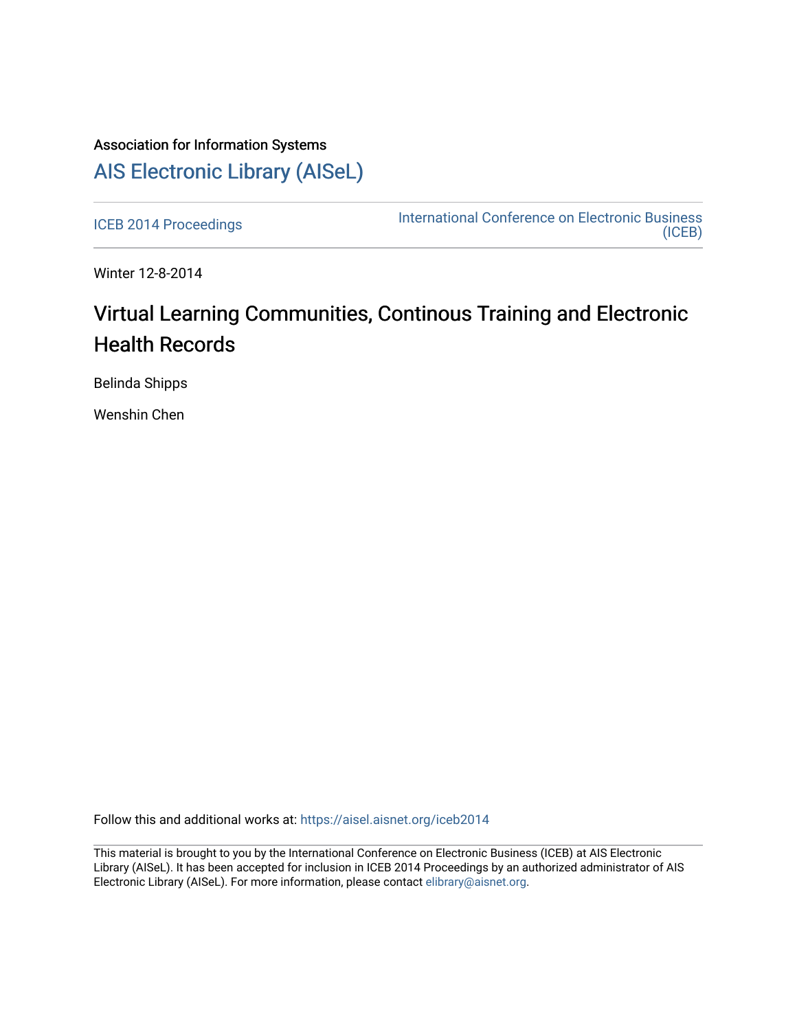Association for Information Systems

# AIS Electronic Library (AISeL)

ICEB 2014 Proceedings

International Conference on Electronic Business (ICEB)

Winter 12-8-2014

## Virtual Learning Communities, Continous Training and Electronic Health Records

Belinda Shipps

Wenshin Chen

Follow this and additional works at: https://aisel.aisnet.org/iceb2014

This material is brought to you by the International Conference on Electronic Business (ICEB) at AIS Electronic Library (AISeL). It has been accepted for inclusion in ICEB 2014 Proceedings by an authorized administrator of AIS Electronic Library (AISeL). For more information, please contact elibrary@aisnet.org.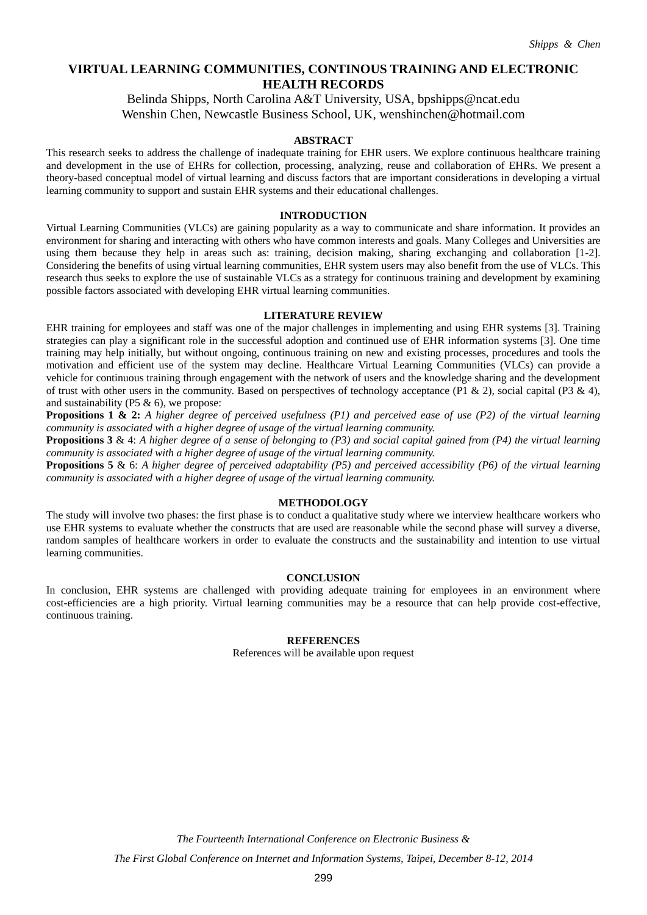# VIRTUAL LEARNING COMMUNITIES, CONTINOUS TRAINING AND ELECTRONIC HEALTH RECORDS

Belinda Shipps, North Carolina A&T University, USA, bpshipps@ncat.edu
Wenshin Chen, Newcastle Business School, UK, wenshinchen@hotmail.com

## ABSTRACT

This research seeks to address the challenge of inadequate training for EHR users. We explore continuous healthcare training and development in the use of EHRs for collection, processing, analyzing, reuse and collaboration of EHRs. We present a theory-based conceptual model of virtual learning and discuss factors that are important considerations in developing a virtual learning community to support and sustain EHR systems and their educational challenges.

## INTRODUCTION

Virtual Learning Communities (VLCs) are gaining popularity as a way to communicate and share information. It provides an environment for sharing and interacting with others who have common interests and goals. Many Colleges and Universities are using them because they help in areas such as: training, decision making, sharing exchanging and collaboration [1-2]. Considering the benefits of using virtual learning communities, EHR system users may also benefit from the use of VLCs. This research thus seeks to explore the use of sustainable VLCs as a strategy for continuous training and development by examining possible factors associated with developing EHR virtual learning communities.

## LITERATURE REVIEW

EHR training for employees and staff was one of the major challenges in implementing and using EHR systems [3]. Training strategies can play a significant role in the successful adoption and continued use of EHR information systems [3]. One time training may help initially, but without ongoing, continuous training on new and existing processes, procedures and tools the motivation and efficient use of the system may decline. Healthcare Virtual Learning Communities (VLCs) can provide a vehicle for continuous training through engagement with the network of users and the knowledge sharing and the development of trust with other users in the community. Based on perspectives of technology acceptance (P1 & 2), social capital (P3 & 4), and sustainability (P5 & 6), we propose:

**Propositions 1 & 2:** *A higher degree of perceived usefulness (P1) and perceived ease of use (P2) of the virtual learning community is associated with a higher degree of usage of the virtual learning community.*

**Propositions 3** & 4: *A higher degree of a sense of belonging to (P3) and social capital gained from (P4) the virtual learning community is associated with a higher degree of usage of the virtual learning community.*

**Propositions 5** & 6: *A higher degree of perceived adaptability (P5) and perceived accessibility (P6) of the virtual learning community is associated with a higher degree of usage of the virtual learning community.*

## METHODOLOGY

The study will involve two phases: the first phase is to conduct a qualitative study where we interview healthcare workers who use EHR systems to evaluate whether the constructs that are used are reasonable while the second phase will survey a diverse, random samples of healthcare workers in order to evaluate the constructs and the sustainability and intention to use virtual learning communities.

## CONCLUSION

In conclusion, EHR systems are challenged with providing adequate training for employees in an environment where cost-efficiencies are a high priority. Virtual learning communities may be a resource that can help provide cost-effective, continuous training.

## REFERENCES

References will be available upon request